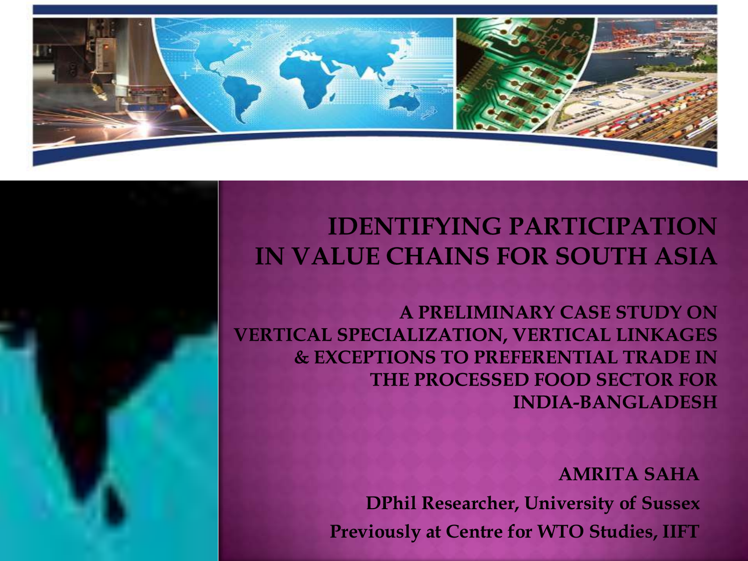# IDENTIFYING PARTICIPATION IN VALUE CHAINS FOR SOUTH ASIA

## A PRELIMINARY CASE STUDY ON VERTICAL SPECIALIZATION, VERTICAL LINKAGES & EXCEPTIONS TO PREFERENTIAL TRADE IN THE PROCESSED FOOD SECTOR FOR INDIA-BANGLADESH

**AMRITA SAHA**

**DPhil Researcher, University of Sussex**

**Previously at Centre for WTO Studies, IIFT**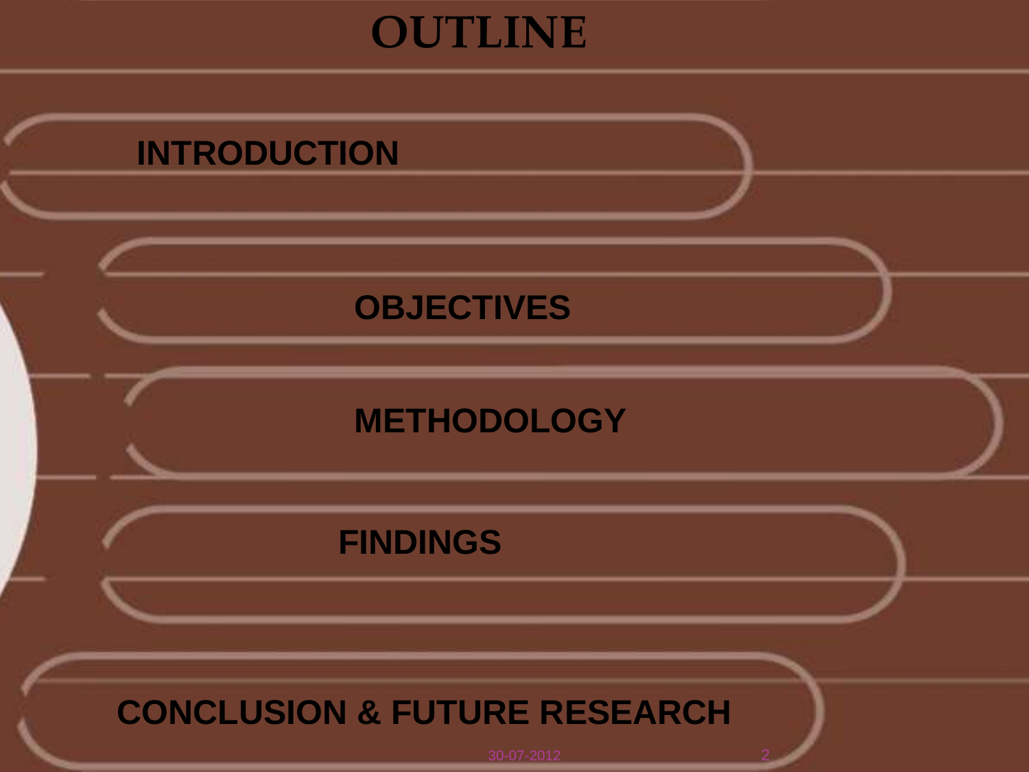# OUTLINE

- INTRODUCTION
- OBJECTIVES
- METHODOLOGY
- FINDINGS
- CONCLUSION & FUTURE RESEARCH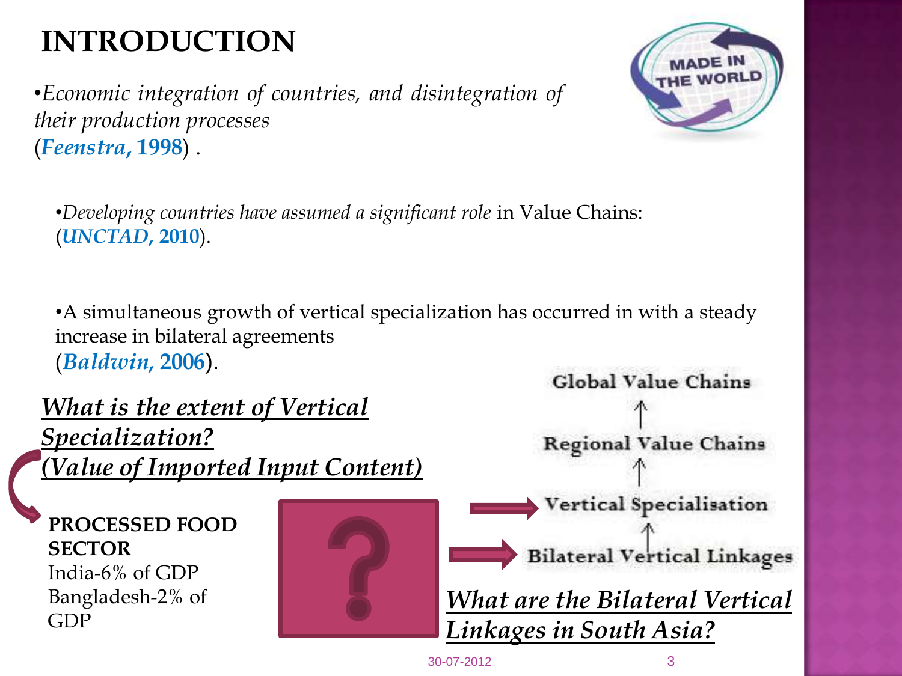# INTRODUCTION

- *Economic integration of countries, and disintegration of their production processes* (***Feenstra,* 1998**) .

- *Developing countries have assumed a significant role* in Value Chains: (***UNCTAD,* 2010**).

- A simultaneous growth of vertical specialization has occurred in with a steady increase in bilateral agreements (***Baldwin,* 2006**).

***What is the extent of Vertical Specialization? (Value of Imported Input Content)***

**PROCESSED FOOD SECTOR**
India-6% of GDP
Bangladesh-2% of GDP

Global Value Chains
↑
Regional Value Chains
↑
Vertical Specialisation
↑
Bilateral Vertical Linkages

***What are the Bilateral Vertical Linkages in South Asia?***

30-07-2012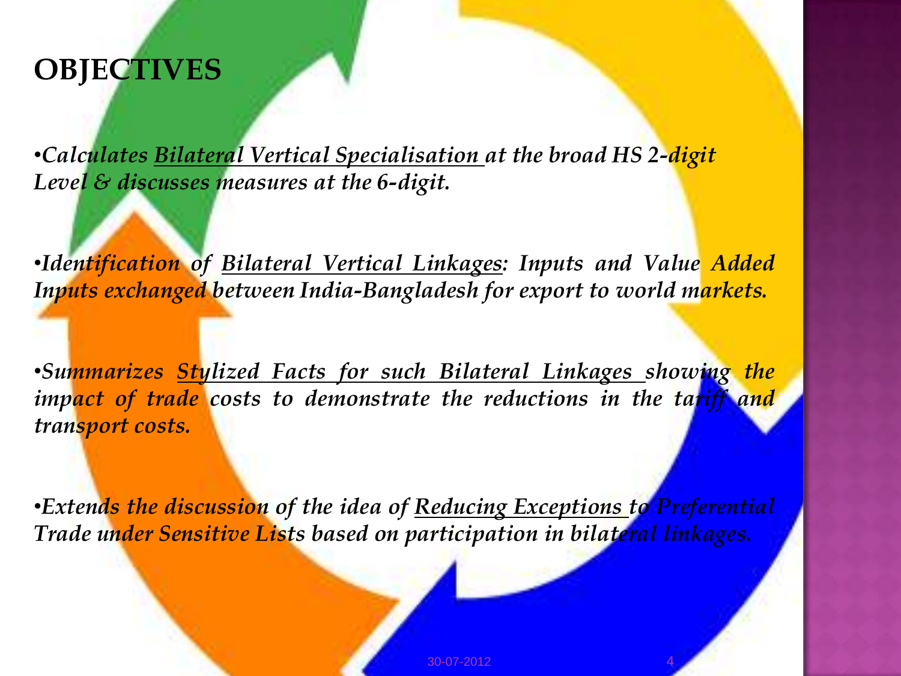# OBJECTIVES

- *Calculates Bilateral Vertical Specialisation at the broad HS 2-digit Level & discusses measures at the 6-digit.*

- *Identification of Bilateral Vertical Linkages: Inputs and Value Added Inputs exchanged between India-Bangladesh for export to world markets.*

- *Summarizes Stylized Facts for such Bilateral Linkages showing the impact of trade costs to demonstrate the reductions in the tariff and transport costs.*

- *Extends the discussion of the idea of Reducing Exceptions to Preferential Trade under Sensitive Lists based on participation in bilateral linkages.*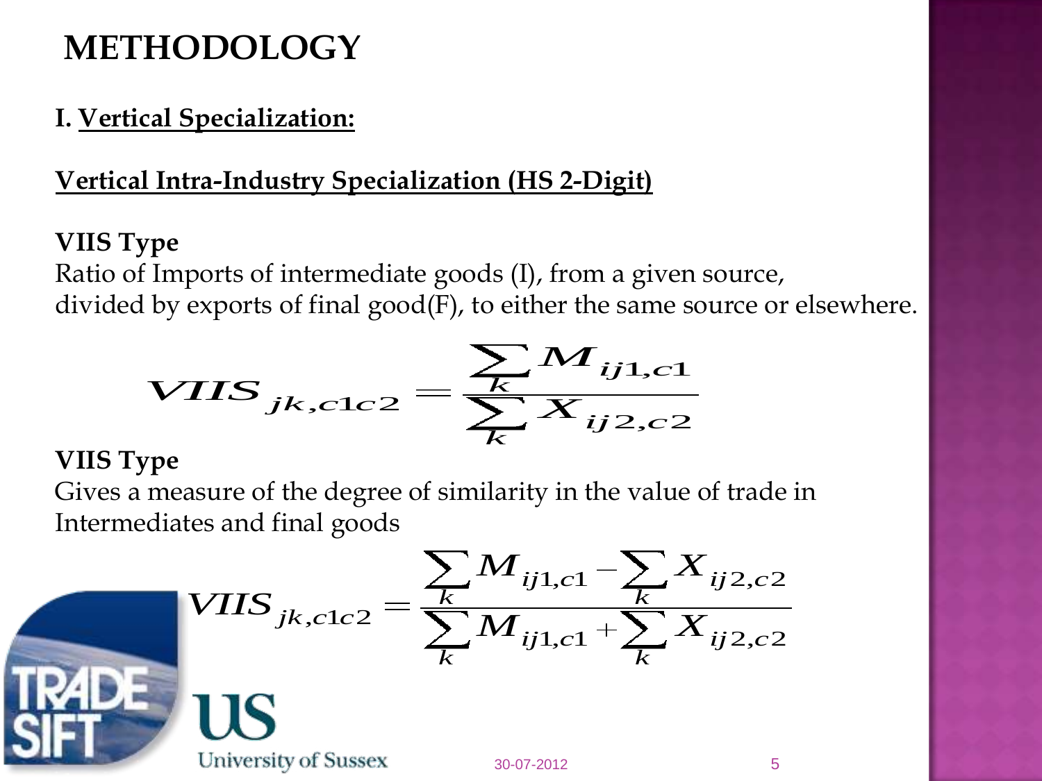# METHODOLOGY

## I. Vertical Specialization:

### Vertical Intra-Industry Specialization (HS 2-Digit)

**VIIS Type**

Ratio of Imports of intermediate goods (I), from a given source, divided by exports of final good(F), to either the same source or elsewhere.

$$VIIS_{jk,c1c2} = \frac{\sum_{k} M_{ij1,c1}}{\sum_{k} X_{ij2,c2}}$$

**VIIS Type**

Gives a measure of the degree of similarity in the value of trade in Intermediates and final goods

$$VIIS_{jk,c1c2} = \frac{\sum_{k} M_{ij1,c1} - \sum_{k} X_{ij2,c2}}{\sum_{k} M_{ij1,c1} + \sum_{k} X_{ij2,c2}}$$

30-07-2012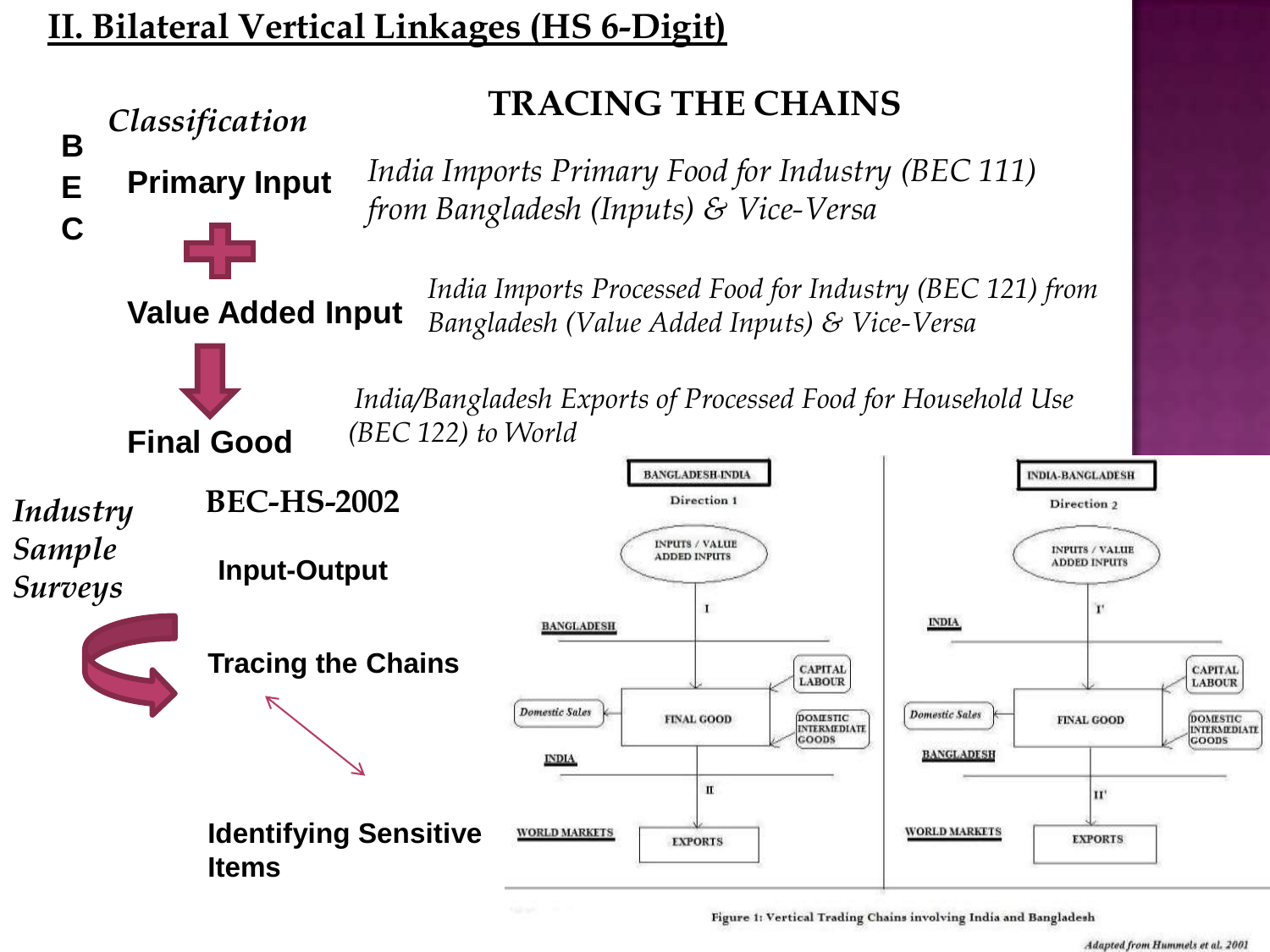# II. Bilateral Vertical Linkages (HS 6-Digit)

## TRACING THE CHAINS

**B**
**E**
**C**

*Classification*

**Primary Input** — *India Imports Primary Food for Industry (BEC 111) from Bangladesh (Inputs) & Vice-Versa*

**+**

**Value Added Input** — *India Imports Processed Food for Industry (BEC 121) from Bangladesh (Value Added Inputs) & Vice-Versa*

**↓**

**Final Good** — *India/Bangladesh Exports of Processed Food for Household Use (BEC 122) to World*

*Industry Sample Surveys*

**BEC-HS-2002**

**Input-Output**

**Tracing the Chains**

**Identifying Sensitive Items**

BANGLADESH-INDIA

Direction 1

INPUTS / VALUE ADDED INPUTS

I

BANGLADESH

CAPITAL LABOUR

Domestic Sales

FINAL GOOD

DOMESTIC INTERMEDIATE GOODS

INDIA

II

WORLD MARKETS

EXPORTS

INDIA-BANGLADESH

Direction 2

INPUTS / VALUE ADDED INPUTS

I'

INDIA

CAPITAL LABOUR

Domestic Sales

FINAL GOOD

DOMESTIC INTERMEDIATE GOODS

BANGLADESH

II'

WORLD MARKETS

EXPORTS

Figure 1: Vertical Trading Chains involving India and Bangladesh

*Adapted from Hummels et al. 2001*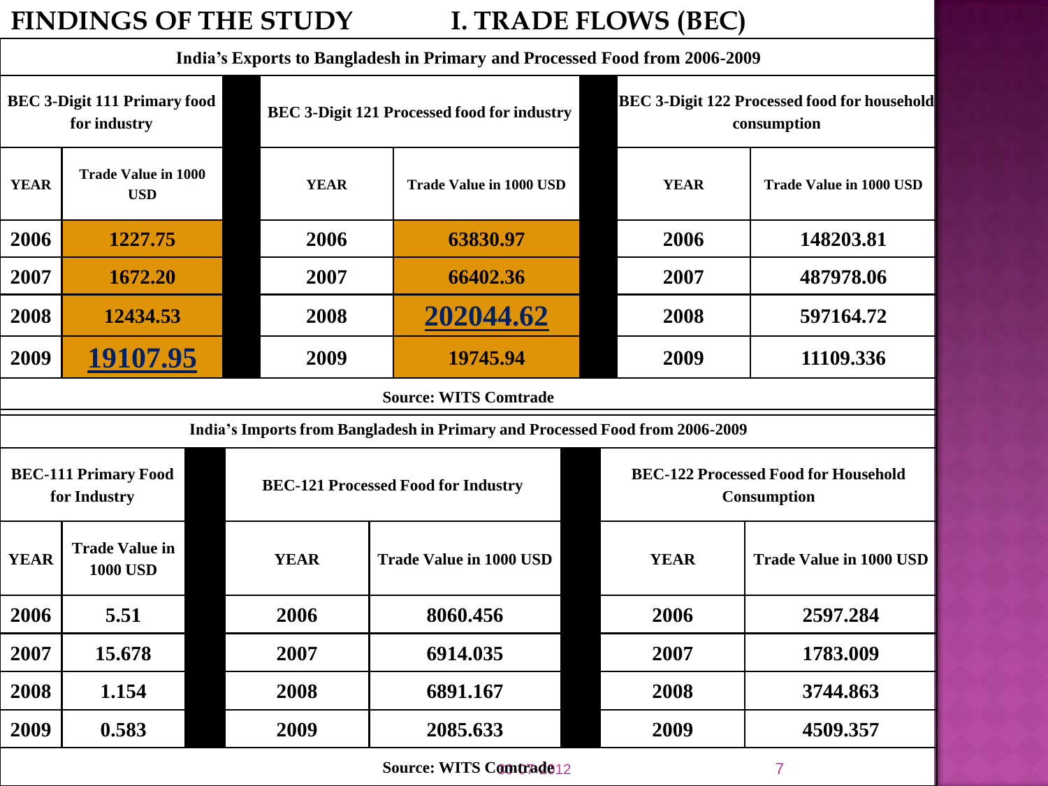# FINDINGS OF THE STUDY I. TRADE FLOWS (BEC)

**India's Exports to Bangladesh in Primary and Processed Food from 2006-2009**

| BEC 3-Digit 111 Primary food for industry | | BEC 3-Digit 121 Processed food for industry | | BEC 3-Digit 122 Processed food for household consumption | |
|---|---|---|---|---|---|
| YEAR | Trade Value in 1000 USD | YEAR | Trade Value in 1000 USD | YEAR | Trade Value in 1000 USD |
| 2006 | 1227.75 | 2006 | 63830.97 | 2006 | 148203.81 |
| 2007 | 1672.20 | 2007 | 66402.36 | 2007 | 487978.06 |
| 2008 | 12434.53 | 2008 | 202044.62 | 2008 | 597164.72 |
| 2009 | 19107.95 | 2009 | 19745.94 | 2009 | 11109.336 |

Source: WITS Comtrade

**India's Imports from Bangladesh in Primary and Processed Food from 2006-2009**

| BEC-111 Primary Food for Industry | | BEC-121 Processed Food for Industry | | BEC-122 Processed Food for Household Consumption | |
|---|---|---|---|---|---|
| YEAR | Trade Value in 1000 USD | YEAR | Trade Value in 1000 USD | YEAR | Trade Value in 1000 USD |
| 2006 | 5.51 | 2006 | 8060.456 | 2006 | 2597.284 |
| 2007 | 15.678 | 2007 | 6914.035 | 2007 | 1783.009 |
| 2008 | 1.154 | 2008 | 6891.167 | 2008 | 3744.863 |
| 2009 | 0.583 | 2009 | 2085.633 | 2009 | 4509.357 |

Source: WITS Comtrade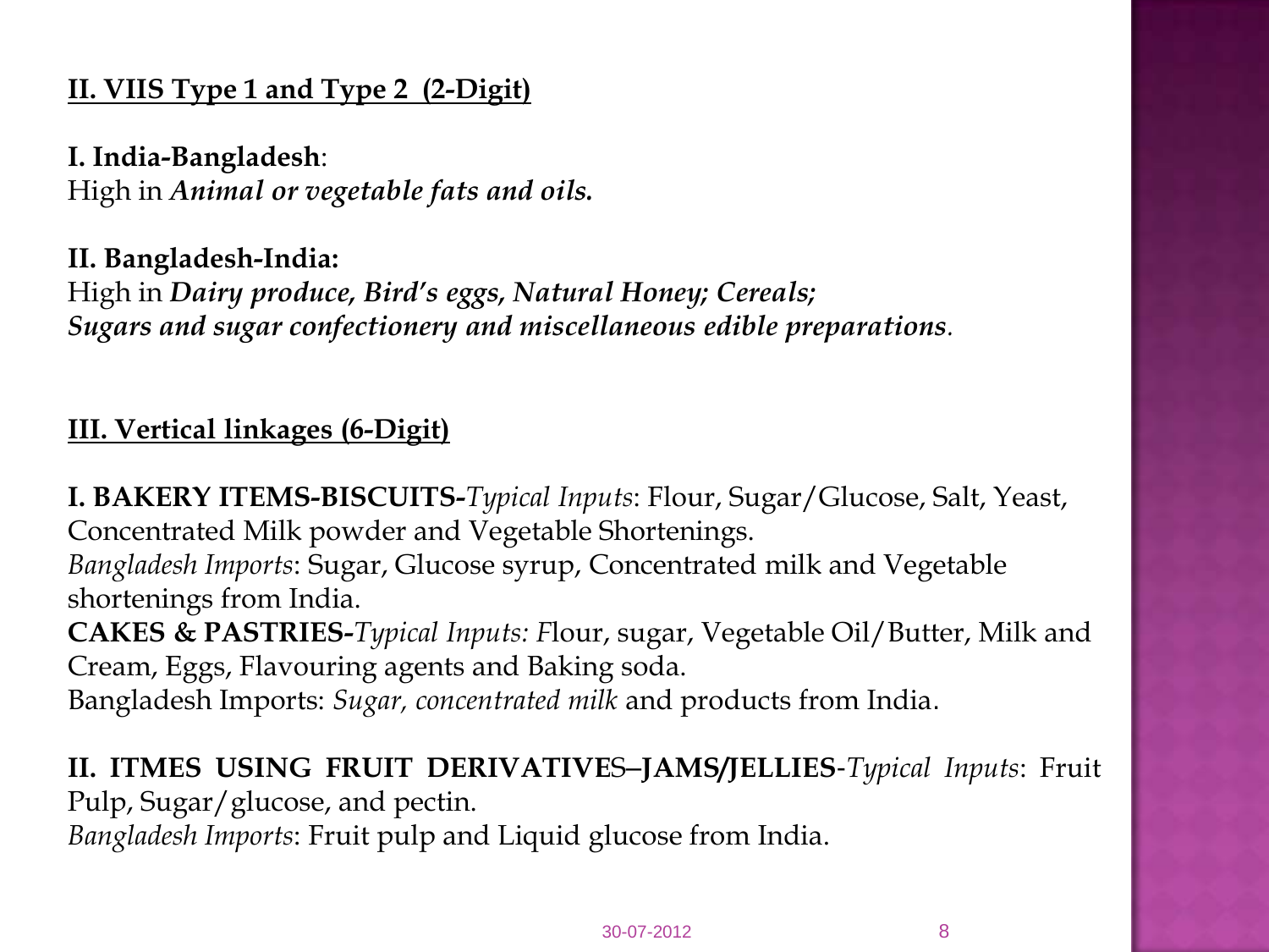## II. VIIS Type 1 and Type 2 (2-Digit)

**I. India-Bangladesh**:
High in ***Animal or vegetable fats and oils.***

**II. Bangladesh-India:**
High in ***Dairy produce, Bird's eggs, Natural Honey; Cereals; Sugars and sugar confectionery and miscellaneous edible preparations***.

## III. Vertical linkages (6-Digit)

**I. BAKERY ITEMS-BISCUITS-***Typical Inputs*: Flour, Sugar/Glucose, Salt, Yeast, Concentrated Milk powder and Vegetable Shortenings.
*Bangladesh Imports*: Sugar, Glucose syrup, Concentrated milk and Vegetable shortenings from India.
**CAKES & PASTRIES-***Typical Inputs: F*lour, sugar, Vegetable Oil/Butter, Milk and Cream, Eggs, Flavouring agents and Baking soda.
Bangladesh Imports: *Sugar, concentrated milk* and products from India.

**II. ITMES USING FRUIT DERIVATIVES–JAMS/JELLIES**-*Typical Inputs*: Fruit Pulp, Sugar/glucose, and pectin.
*Bangladesh Imports*: Fruit pulp and Liquid glucose from India.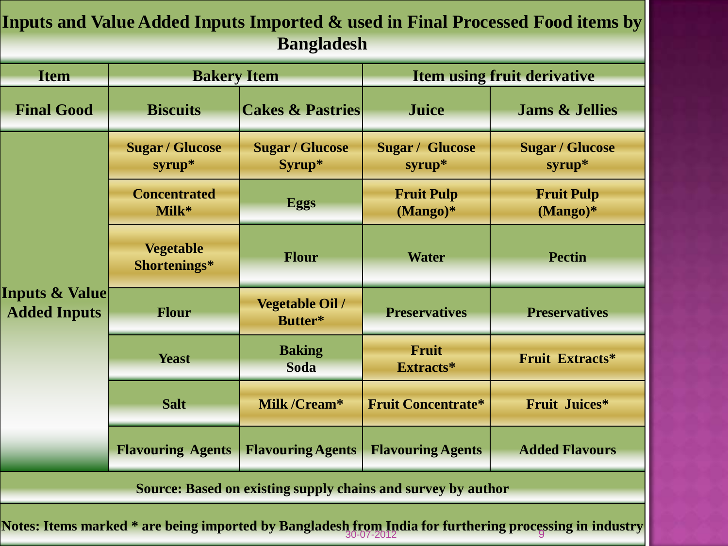# Inputs and Value Added Inputs Imported & used in Final Processed Food items by Bangladesh

| Item | Bakery Item | | Item using fruit derivative | |
|---|---|---|---|---|
| Final Good | Biscuits | Cakes & Pastries | Juice | Jams & Jellies |
| Inputs & Value Added Inputs | Sugar / Glucose syrup* | Sugar / Glucose Syrup* | Sugar / Glucose syrup* | Sugar / Glucose syrup* |
| | Concentrated Milk* | Eggs | Fruit Pulp (Mango)* | Fruit Pulp (Mango)* |
| | Vegetable Shortenings* | Flour | Water | Pectin |
| | Flour | Vegetable Oil / Butter* | Preservatives | Preservatives |
| | Yeast | Baking Soda | Fruit Extracts* | Fruit Extracts* |
| | Salt | Milk /Cream* | Fruit Concentrate* | Fruit Juices* |
| | Flavouring Agents | Flavouring Agents | Flavouring Agents | Added Flavours |

Source: Based on existing supply chains and survey by author

Notes: Items marked * are being imported by Bangladesh from India for furthering processing in industry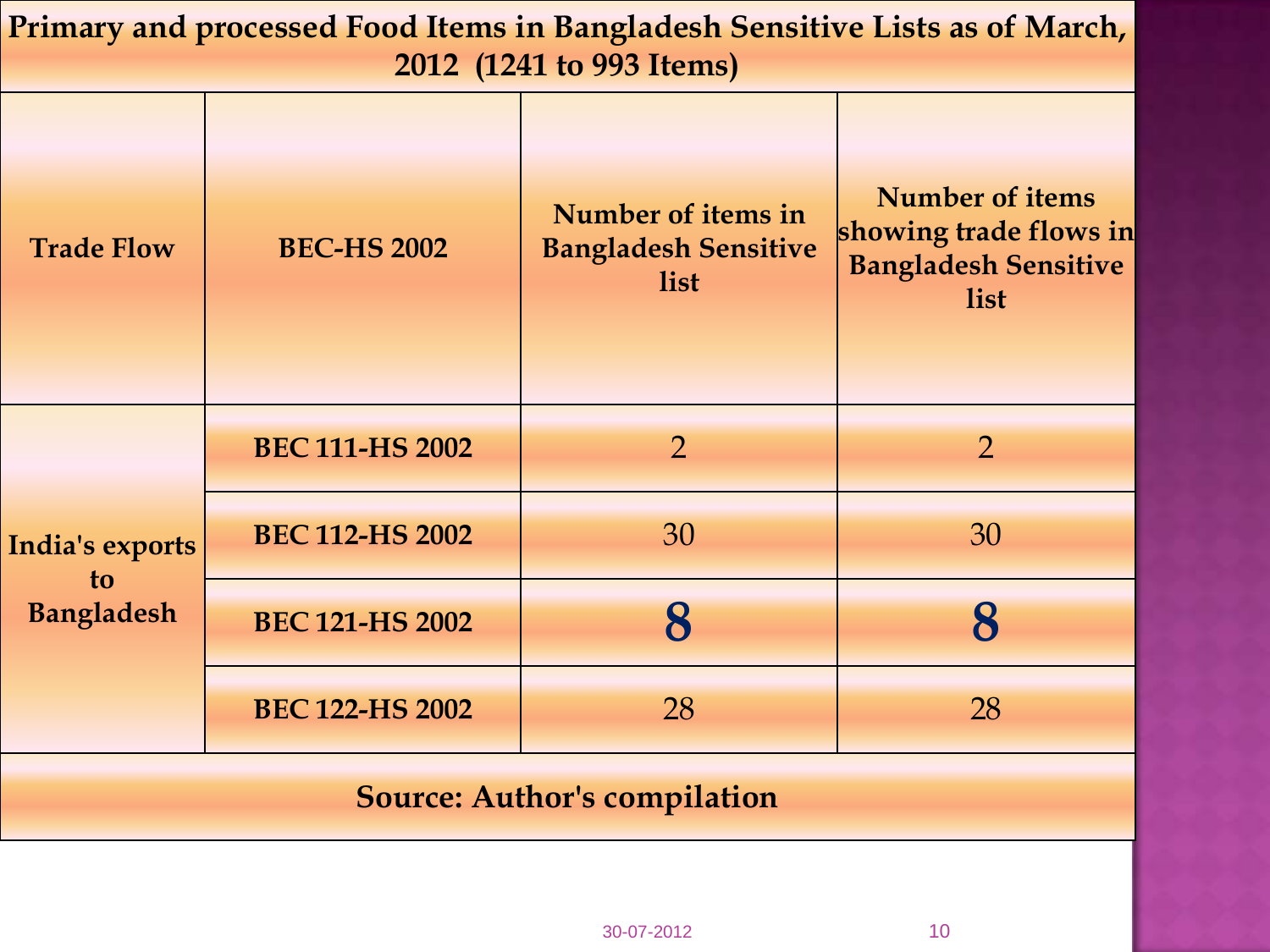## Primary and processed Food Items in Bangladesh Sensitive Lists as of March, 2012 (1241 to 993 Items)

| Trade Flow | BEC-HS 2002 | Number of items in Bangladesh Sensitive list | Number of items showing trade flows in Bangladesh Sensitive list |
|---|---|---|---|
| India's exports to Bangladesh | BEC 111-HS 2002 | 2 | 2 |
| | BEC 112-HS 2002 | 30 | 30 |
| | BEC 121-HS 2002 | **8** | **8** |
| | BEC 122-HS 2002 | 28 | 28 |

**Source: Author's compilation**

30-07-2012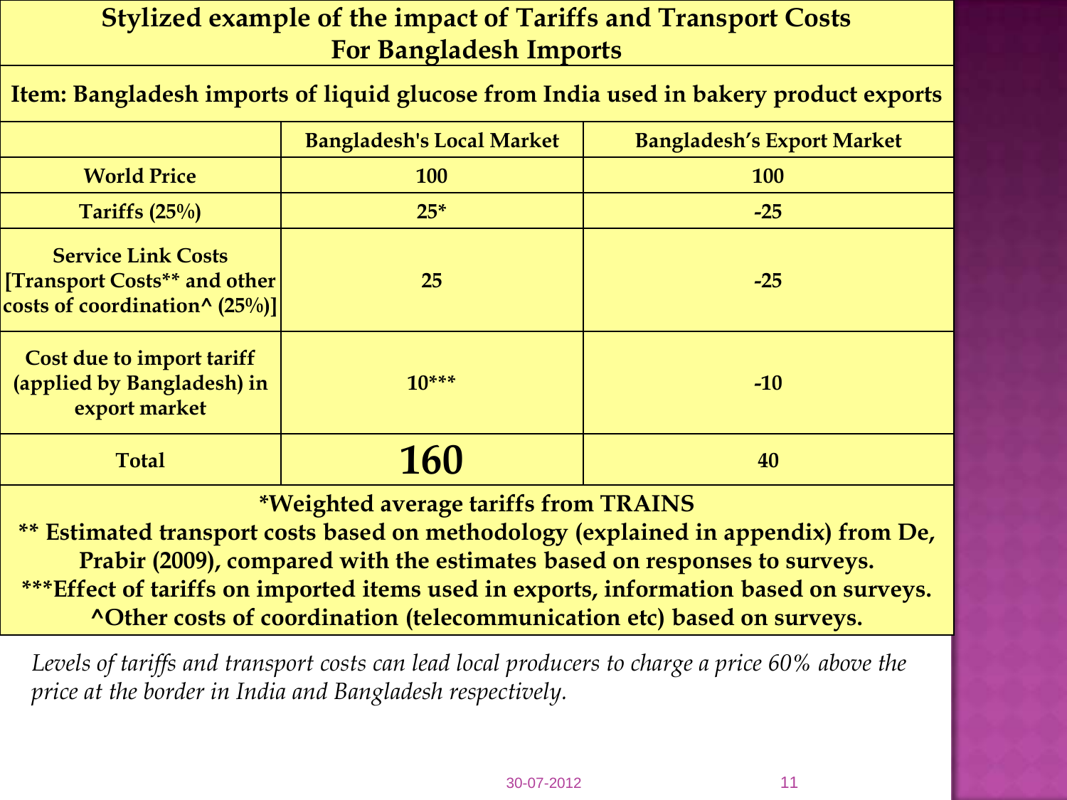## Stylized example of the impact of Tariffs and Transport Costs For Bangladesh Imports

**Item: Bangladesh imports of liquid glucose from India used in bakery product exports**

| | Bangladesh's Local Market | Bangladesh's Export Market |
|---|---|---|
| **World Price** | 100 | 100 |
| **Tariffs (25%)** | 25* | -25 |
| **Service Link Costs [Transport Costs** and other costs of coordination^ (25%)]** | 25 | -25 |
| **Cost due to import tariff (applied by Bangladesh) in export market** | 10*** | -10 |
| **Total** | **160** | 40 |

*Weighted average tariffs from TRAINS

** Estimated transport costs based on methodology (explained in appendix) from De, Prabir (2009), compared with the estimates based on responses to surveys.

***Effect of tariffs on imported items used in exports, information based on surveys.

^Other costs of coordination (telecommunication etc) based on surveys.

*Levels of tariffs and transport costs can lead local producers to charge a price 60% above the price at the border in India and Bangladesh respectively.*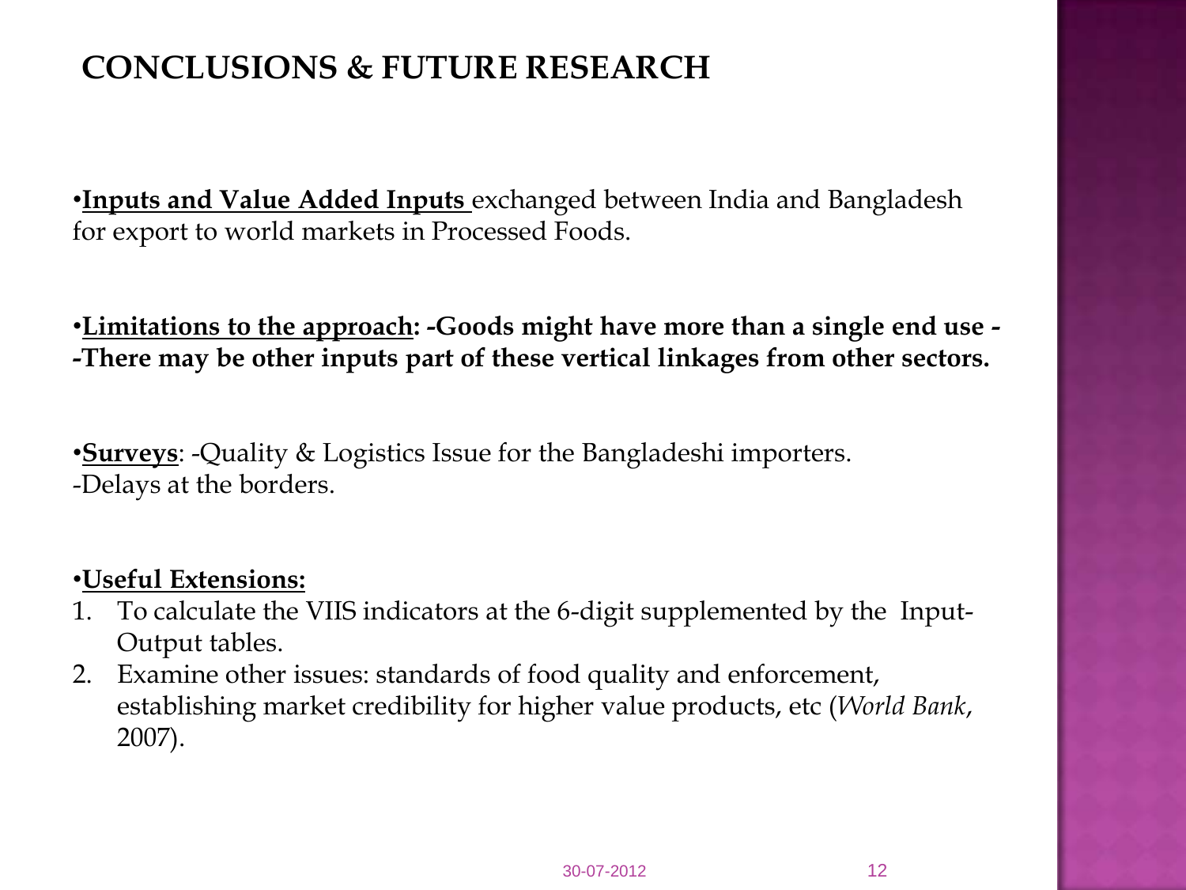# CONCLUSIONS & FUTURE RESEARCH

•**<u>Inputs and Value Added Inputs</u>** exchanged between India and Bangladesh for export to world markets in Processed Foods.

•**<u>Limitations to the approach</u>: -Goods might have more than a single end use - -There may be other inputs part of these vertical linkages from other sectors.**

•**<u>Surveys</u>**: -Quality & Logistics Issue for the Bangladeshi importers.
-Delays at the borders.

•**<u>Useful Extensions:</u>**

1. To calculate the VIIS indicators at the 6-digit supplemented by the Input-Output tables.
2. Examine other issues: standards of food quality and enforcement, establishing market credibility for higher value products, etc (*World Bank*, 2007).